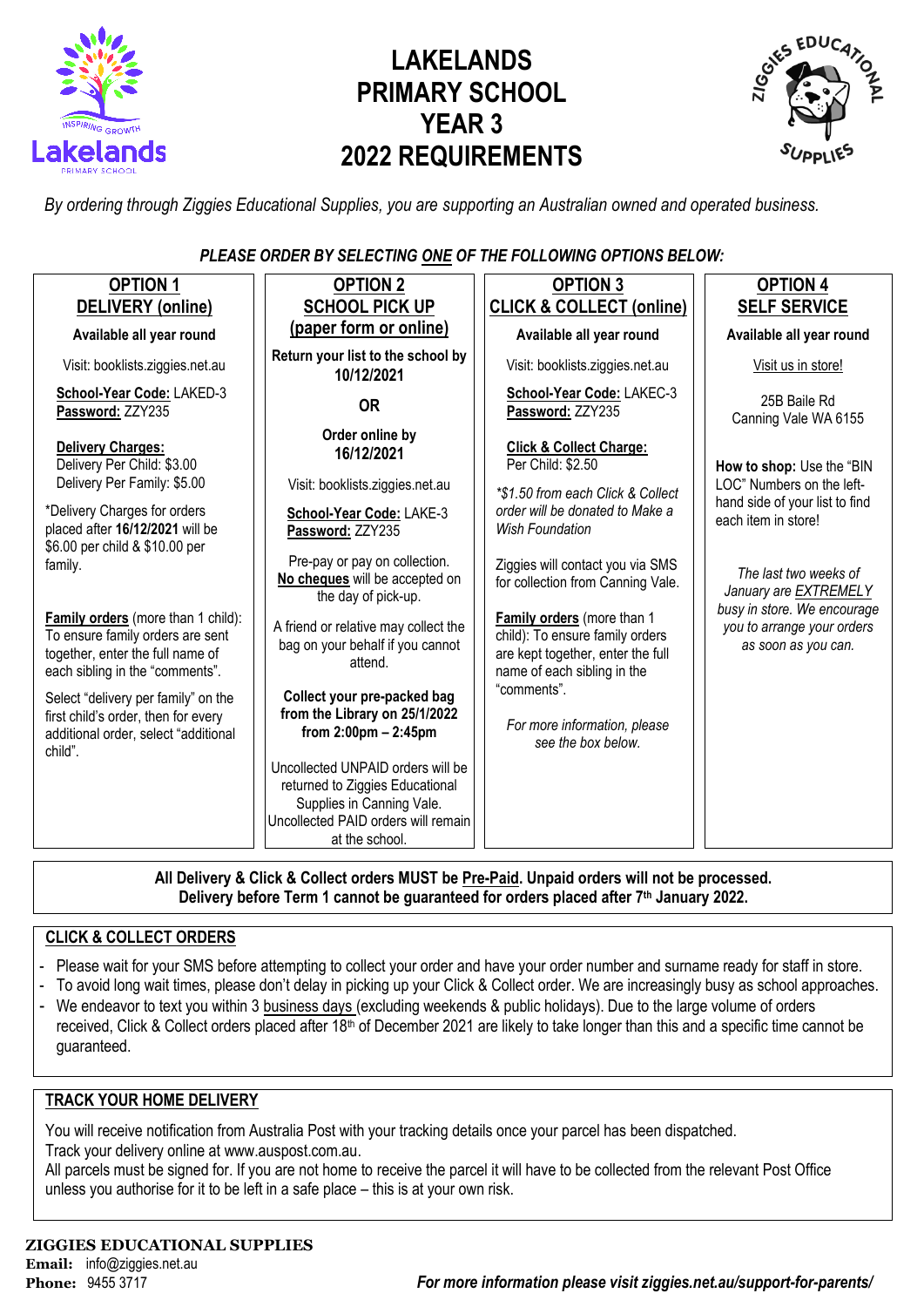# LAKELANDS PRIMARY SCHOOL YEAR 3 2022 REQUIREMENTS

*By ordering through Ziggies Educational Supplies, you are supporting an Australian owned and operated business.*

***PLEASE ORDER BY SELECTING ONE OF THE FOLLOWING OPTIONS BELOW:***

## OPTION 1 – DELIVERY (online)

**Available all year round**

Visit: booklists.ziggies.net.au

**School-Year Code:** LAKED-3
**Password:** ZZY235

**Delivery Charges:**
Delivery Per Child: $3.00
Delivery Per Family: $5.00

*Delivery Charges for orders placed after **16/12/2021** will be $6.00 per child & $10.00 per family.

**Family orders** (more than 1 child): To ensure family orders are sent together, enter the full name of each sibling in the "comments".

Select "delivery per family" on the first child's order, then for every additional order, select "additional child".

## OPTION 2 – SCHOOL PICK UP (paper form or online)

**Return your list to the school by 10/12/2021**

**OR**

**Order online by 16/12/2021**

Visit: booklists.ziggies.net.au

**School-Year Code:** LAKE-3
**Password:** ZZY235

Pre-pay or pay on collection. **No cheques** will be accepted on the day of pick-up.

A friend or relative may collect the bag on your behalf if you cannot attend.

**Collect your pre-packed bag from the Library on 25/1/2022 from 2:00pm – 2:45pm**

Uncollected UNPAID orders will be returned to Ziggies Educational Supplies in Canning Vale. Uncollected PAID orders will remain at the school.

## OPTION 3 – CLICK & COLLECT (online)

**Available all year round**

Visit: booklists.ziggies.net.au

**School-Year Code:** LAKEC-3
**Password:** ZZY235

**Click & Collect Charge:**
Per Child: $2.50

*\*$1.50 from each Click & Collect order will be donated to Make a Wish Foundation*

Ziggies will contact you via SMS for collection from Canning Vale.

**Family orders** (more than 1 child): To ensure family orders are kept together, enter the full name of each sibling in the "comments".

*For more information, please see the box below.*

## OPTION 4 – SELF SERVICE

**Available all year round**

Visit us in store!

25B Baile Rd
Canning Vale WA 6155

**How to shop:** Use the "BIN LOC" Numbers on the left-hand side of your list to find each item in store!

*The last two weeks of January are EXTREMELY busy in store. We encourage you to arrange your orders as soon as you can.*

---

**All Delivery & Click & Collect orders MUST be Pre-Paid. Unpaid orders will not be processed.**
**Delivery before Term 1 cannot be guaranteed for orders placed after 7th January 2022.**

## CLICK & COLLECT ORDERS

- Please wait for your SMS before attempting to collect your order and have your order number and surname ready for staff in store.
- To avoid long wait times, please don't delay in picking up your Click & Collect order. We are increasingly busy as school approaches.
- We endeavor to text you within 3 business days (excluding weekends & public holidays). Due to the large volume of orders received, Click & Collect orders placed after 18th of December 2021 are likely to take longer than this and a specific time cannot be guaranteed.

## TRACK YOUR HOME DELIVERY

You will receive notification from Australia Post with your tracking details once your parcel has been dispatched.
Track your delivery online at www.auspost.com.au.
All parcels must be signed for. If you are not home to receive the parcel it will have to be collected from the relevant Post Office unless you authorise for it to be left in a safe place – this is at your own risk.

**ZIGGIES EDUCATIONAL SUPPLIES**
**Email:** info@ziggies.net.au
**Phone:** 9455 3717

***For more information please visit ziggies.net.au/support-for-parents/***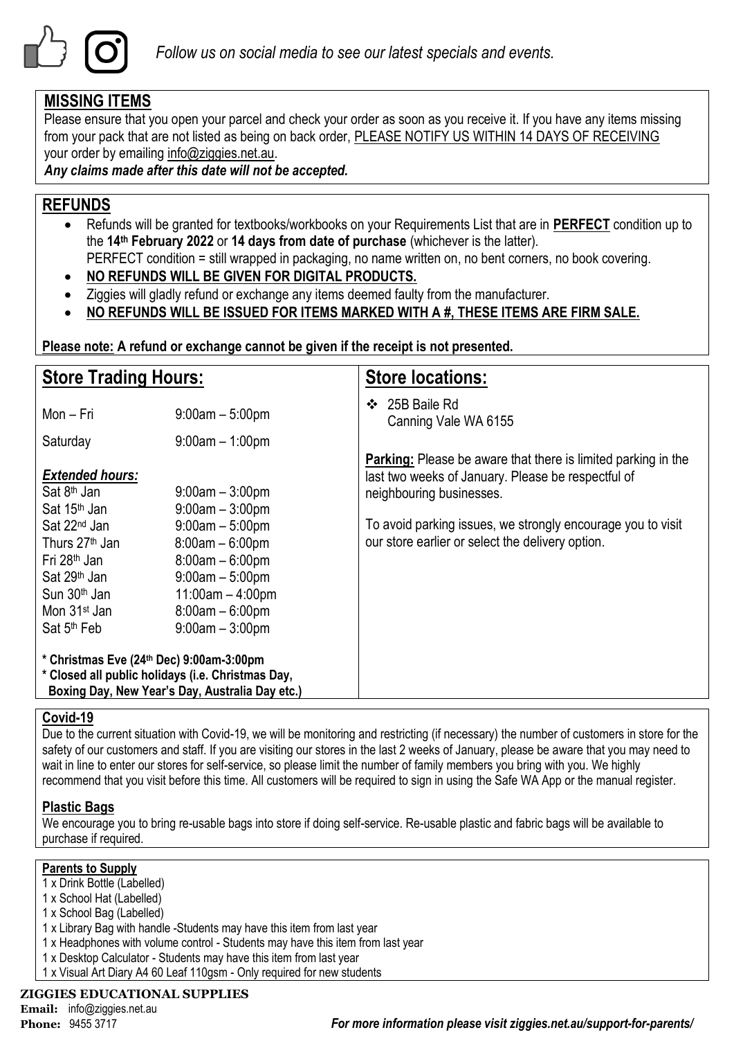*Follow us on social media to see our latest specials and events.*

## MISSING ITEMS

Please ensure that you open your parcel and check your order as soon as you receive it. If you have any items missing from your pack that are not listed as being on back order, PLEASE NOTIFY US WITHIN 14 DAYS OF RECEIVING your order by emailing info@ziggies.net.au.

***Any claims made after this date will not be accepted.***

## REFUNDS

- Refunds will be granted for textbooks/workbooks on your Requirements List that are in **PERFECT** condition up to the **14th February 2022** or **14 days from date of purchase** (whichever is the latter).
  PERFECT condition = still wrapped in packaging, no name written on, no bent corners, no book covering.
- **NO REFUNDS WILL BE GIVEN FOR DIGITAL PRODUCTS.**
- Ziggies will gladly refund or exchange any items deemed faulty from the manufacturer.
- **NO REFUNDS WILL BE ISSUED FOR ITEMS MARKED WITH A #, THESE ITEMS ARE FIRM SALE.**

**Please note: A refund or exchange cannot be given if the receipt is not presented.**

## Store Trading Hours:

| | |
|---|---|
| Mon – Fri | 9:00am – 5:00pm |
| Saturday | 9:00am – 1:00pm |

***Extended hours:***

| | |
|---|---|
| Sat 8th Jan | 9:00am – 3:00pm |
| Sat 15th Jan | 9:00am – 3:00pm |
| Sat 22nd Jan | 9:00am – 5:00pm |
| Thurs 27th Jan | 8:00am – 6:00pm |
| Fri 28th Jan | 8:00am – 6:00pm |
| Sat 29th Jan | 9:00am – 5:00pm |
| Sun 30th Jan | 11:00am – 4:00pm |
| Mon 31st Jan | 8:00am – 6:00pm |
| Sat 5th Feb | 9:00am – 3:00pm |

**\* Christmas Eve (24th Dec) 9:00am-3:00pm**
**\* Closed all public holidays (i.e. Christmas Day, Boxing Day, New Year's Day, Australia Day etc.)**

## Store locations:

- 25B Baile Rd
  Canning Vale WA 6155

**Parking:** Please be aware that there is limited parking in the last two weeks of January. Please be respectful of neighbouring businesses.

To avoid parking issues, we strongly encourage you to visit our store earlier or select the delivery option.

## Covid-19

Due to the current situation with Covid-19, we will be monitoring and restricting (if necessary) the number of customers in store for the safety of our customers and staff. If you are visiting our stores in the last 2 weeks of January, please be aware that you may need to wait in line to enter our stores for self-service, so please limit the number of family members you bring with you. We highly recommend that you visit before this time. All customers will be required to sign in using the Safe WA App or the manual register.

## Plastic Bags

We encourage you to bring re-usable bags into store if doing self-service. Re-usable plastic and fabric bags will be available to purchase if required.

## Parents to Supply

1 x Drink Bottle (Labelled)
1 x School Hat (Labelled)
1 x School Bag (Labelled)
1 x Library Bag with handle -Students may have this item from last year
1 x Headphones with volume control - Students may have this item from last year
1 x Desktop Calculator - Students may have this item from last year
1 x Visual Art Diary A4 60 Leaf 110gsm - Only required for new students

**ZIGGIES EDUCATIONAL SUPPLIES**
**Email:** info@ziggies.net.au
**Phone:** 9455 3717

***For more information please visit ziggies.net.au/support-for-parents/***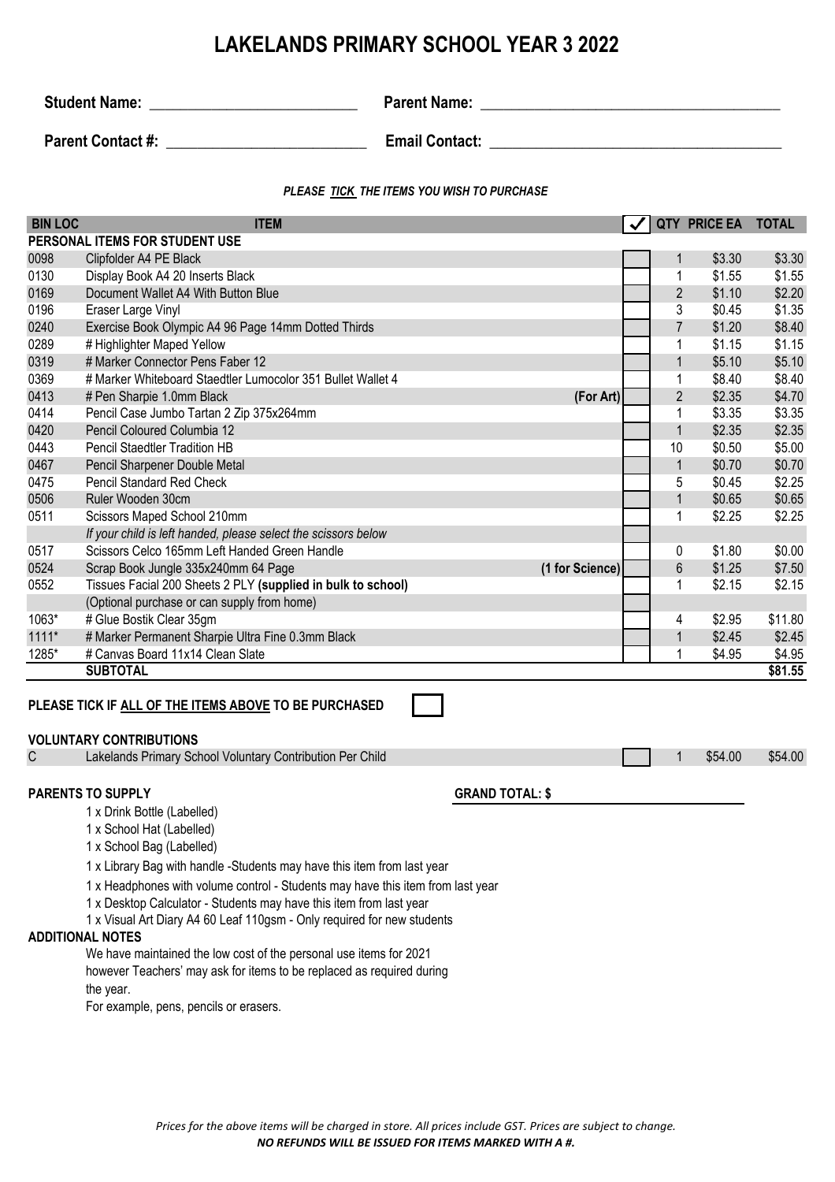# LAKELANDS PRIMARY SCHOOL YEAR 3 2022

**Student Name:** ___________________________ **Parent Name:** ________________________________________

**Parent Contact #:** __________________________ **Email Contact:** ______________________________________

***PLEASE TICK THE ITEMS YOU WISH TO PURCHASE***

| BIN LOC | ITEM | | ✓ | QTY | PRICE EA | TOTAL |
|---|---|---|---|---|---|---|
| **PERSONAL ITEMS FOR STUDENT USE** | | | | | | |
| 0098 | Clipfolder A4 PE Black | | | 1 | $3.30 | $3.30 |
| 0130 | Display Book A4 20 Inserts Black | | | 1 | $1.55 | $1.55 |
| 0169 | Document Wallet A4 With Button Blue | | | 2 | $1.10 | $2.20 |
| 0196 | Eraser Large Vinyl | | | 3 | $0.45 | $1.35 |
| 0240 | Exercise Book Olympic A4 96 Page 14mm Dotted Thirds | | | 7 | $1.20 | $8.40 |
| 0289 | # Highlighter Maped Yellow | | | 1 | $1.15 | $1.15 |
| 0319 | # Marker Connector Pens Faber 12 | | | 1 | $5.10 | $5.10 |
| 0369 | # Marker Whiteboard Staedtler Lumocolor 351 Bullet Wallet 4 | | | 1 | $8.40 | $8.40 |
| 0413 | # Pen Sharpie 1.0mm Black | (For Art) | | 2 | $2.35 | $4.70 |
| 0414 | Pencil Case Jumbo Tartan 2 Zip 375x264mm | | | 1 | $3.35 | $3.35 |
| 0420 | Pencil Coloured Columbia 12 | | | 1 | $2.35 | $2.35 |
| 0443 | Pencil Staedtler Tradition HB | | | 10 | $0.50 | $5.00 |
| 0467 | Pencil Sharpener Double Metal | | | 1 | $0.70 | $0.70 |
| 0475 | Pencil Standard Red Check | | | 5 | $0.45 | $2.25 |
| 0506 | Ruler Wooden 30cm | | | 1 | $0.65 | $0.65 |
| 0511 | Scissors Maped School 210mm | | | 1 | $2.25 | $2.25 |
| | *If your child is left handed, please select the scissors below* | | | | | |
| 0517 | Scissors Celco 165mm Left Handed Green Handle | | | 0 | $1.80 | $0.00 |
| 0524 | Scrap Book Jungle 335x240mm 64 Page | (1 for Science) | | 6 | $1.25 | $7.50 |
| 0552 | Tissues Facial 200 Sheets 2 PLY **(supplied in bulk to school)** | | | 1 | $2.15 | $2.15 |
| | (Optional purchase or can supply from home) | | | | | |
| 1063* | # Glue Bostik Clear 35gm | | | 4 | $2.95 | $11.80 |
| 1111* | # Marker Permanent Sharpie Ultra Fine 0.3mm Black | | | 1 | $2.45 | $2.45 |
| 1285* | # Canvas Board 11x14 Clean Slate | | | 1 | $4.95 | $4.95 |
| | **SUBTOTAL** | | | | | **$81.55** |

**PLEASE TICK IF ALL OF THE ITEMS ABOVE TO BE PURCHASED** ☐

**VOLUNTARY CONTRIBUTIONS**

| | | ✓ | QTY | PRICE EA | TOTAL |
|---|---|---|---|---|---|
| C | Lakelands Primary School Voluntary Contribution Per Child | | 1 | $54.00 | $54.00 |

**PARENTS TO SUPPLY** **GRAND TOTAL: $** ____________________

- 1 x Drink Bottle (Labelled)
- 1 x School Hat (Labelled)
- 1 x School Bag (Labelled)
- 1 x Library Bag with handle -Students may have this item from last year
- 1 x Headphones with volume control - Students may have this item from last year
- 1 x Desktop Calculator - Students may have this item from last year
- 1 x Visual Art Diary A4 60 Leaf 110gsm - Only required for new students

**ADDITIONAL NOTES**

We have maintained the low cost of the personal use items for 2021 however Teachers' may ask for items to be replaced as required during the year.
For example, pens, pencils or erasers.

*Prices for the above items will be charged in store. All prices include GST. Prices are subject to change.*
***NO REFUNDS WILL BE ISSUED FOR ITEMS MARKED WITH A #.***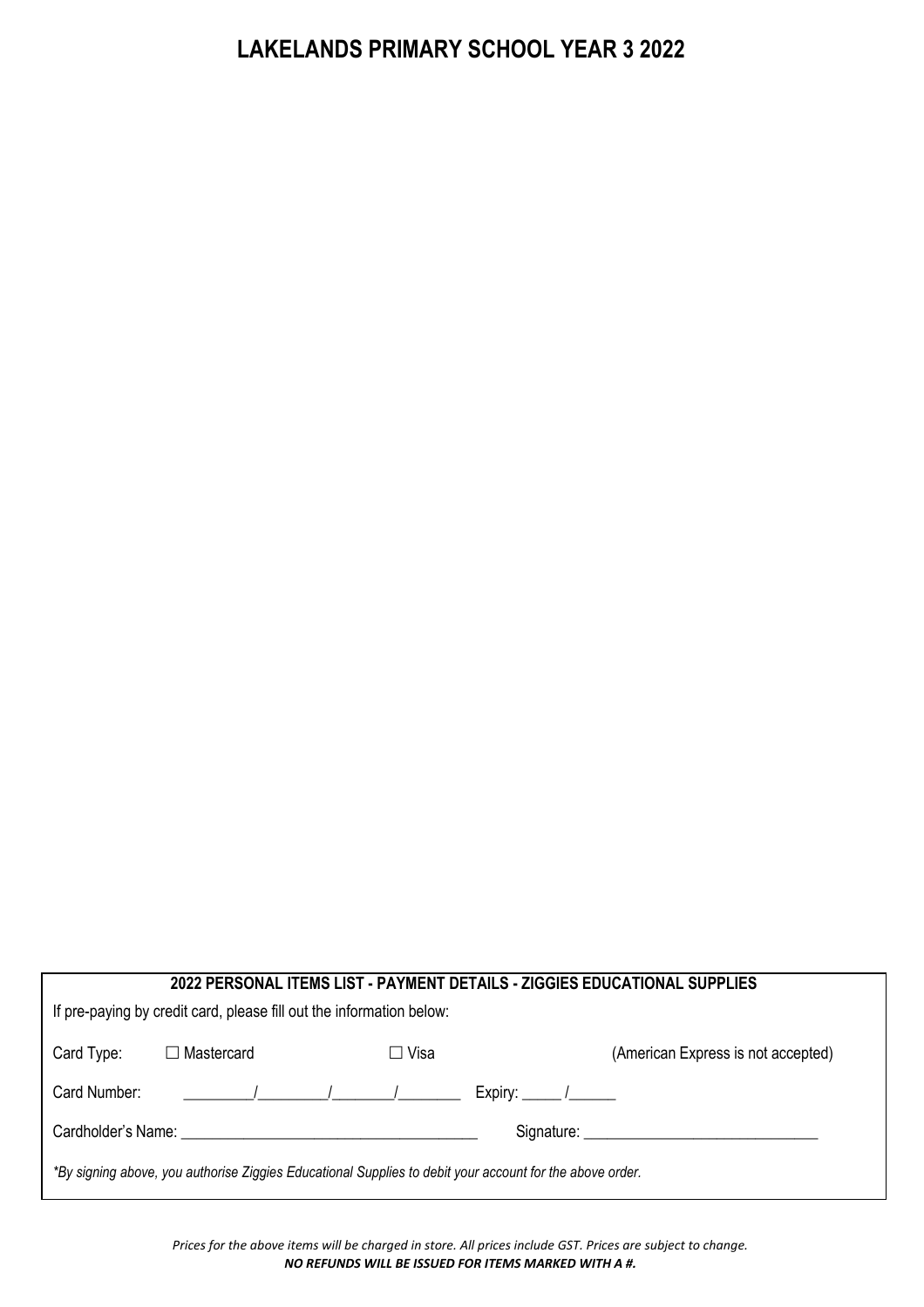# LAKELANDS PRIMARY SCHOOL YEAR 3 2022

**2022 PERSONAL ITEMS LIST - PAYMENT DETAILS - ZIGGIES EDUCATIONAL SUPPLIES**

If pre-paying by credit card, please fill out the information below:

Card Type: ☐ Mastercard ☐ Visa (American Express is not accepted)

Card Number: _________/_________/________/________ Expiry: _____ /______

Cardholder's Name: ______________________________________ Signature: ______________________________

*\*By signing above, you authorise Ziggies Educational Supplies to debit your account for the above order.*

*Prices for the above items will be charged in store. All prices include GST. Prices are subject to change.*
***NO REFUNDS WILL BE ISSUED FOR ITEMS MARKED WITH A #.***